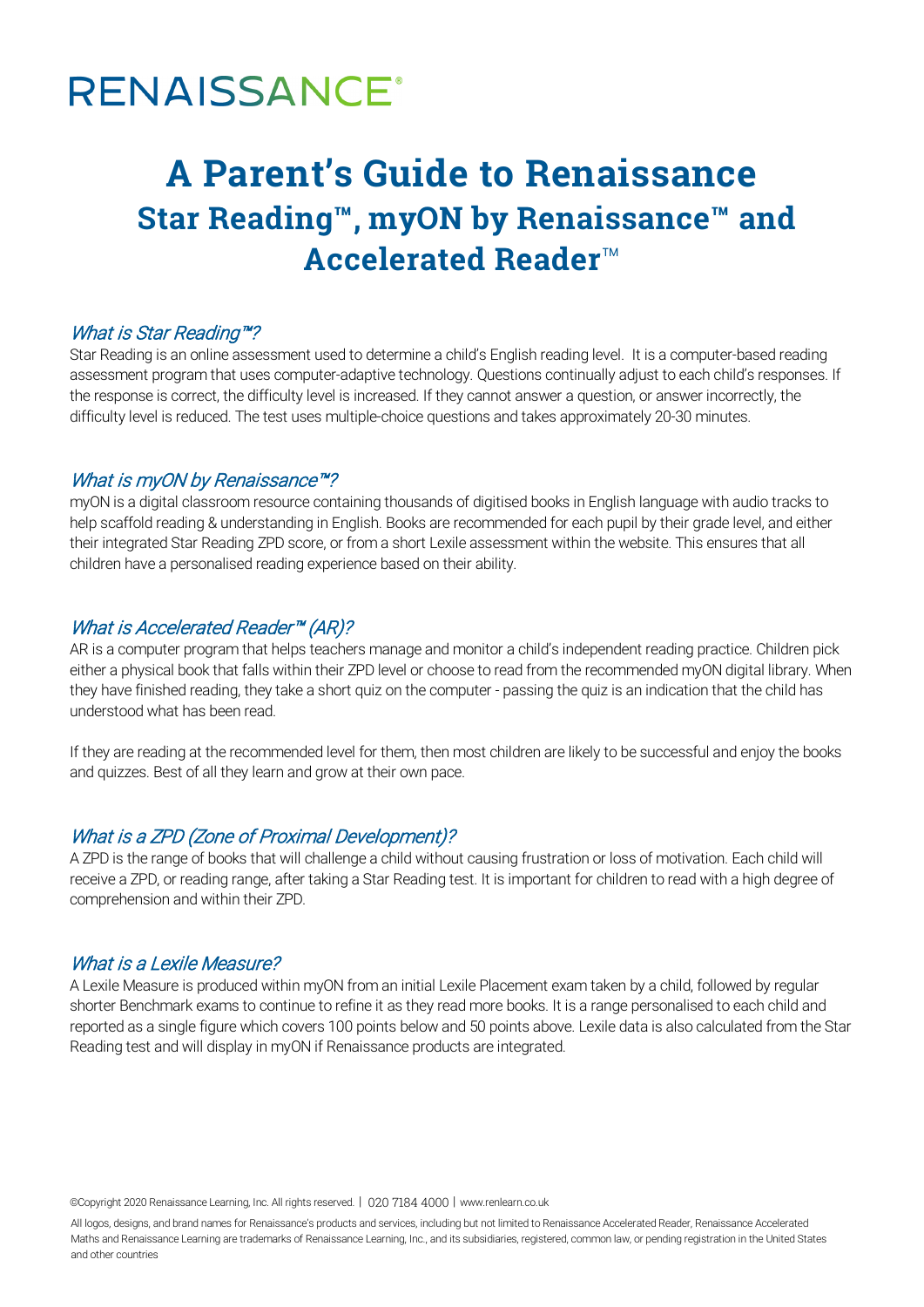# RENAISSANCE®

# A Parent's Guide to Renaissance

## Star Reading™, myON by Renaissance™ and Accelerated Reader™

### *What is Star Reading™?*

Star Reading is an online assessment used to determine a child's English reading level. It is a computer-based reading assessment program that uses computer-adaptive technology. Questions continually adjust to each child's responses. If the response is correct, the difficulty level is increased. If they cannot answer a question, or answer incorrectly, the difficulty level is reduced. The test uses multiple-choice questions and takes approximately 20-30 minutes.

### *What is myON by Renaissance™?*

myON is a digital classroom resource containing thousands of digitised books in English language with audio tracks to help scaffold reading & understanding in English. Books are recommended for each pupil by their grade level, and either their integrated Star Reading ZPD score, or from a short Lexile assessment within the website. This ensures that all children have a personalised reading experience based on their ability.

### *What is Accelerated Reader™ (AR)?*

AR is a computer program that helps teachers manage and monitor a child's independent reading practice. Children pick either a physical book that falls within their ZPD level or choose to read from the recommended myON digital library. When they have finished reading, they take a short quiz on the computer - passing the quiz is an indication that the child has understood what has been read.

If they are reading at the recommended level for them, then most children are likely to be successful and enjoy the books and quizzes. Best of all they learn and grow at their own pace.

### *What is a ZPD (Zone of Proximal Development)?*

A ZPD is the range of books that will challenge a child without causing frustration or loss of motivation. Each child will receive a ZPD, or reading range, after taking a Star Reading test. It is important for children to read with a high degree of comprehension and within their ZPD.

### *What is a Lexile Measure?*

A Lexile Measure is produced within myON from an initial Lexile Placement exam taken by a child, followed by regular shorter Benchmark exams to continue to refine it as they read more books. It is a range personalised to each child and reported as a single figure which covers 100 points below and 50 points above. Lexile data is also calculated from the Star Reading test and will display in myON if Renaissance products are integrated.

©Copyright 2020 Renaissance Learning, Inc. All rights reserved. | 020 7184 4000 | www.renlearn.co.uk

All logos, designs, and brand names for Renaissance's products and services, including but not limited to Renaissance Accelerated Reader, Renaissance Accelerated Maths and Renaissance Learning are trademarks of Renaissance Learning, Inc., and its subsidiaries, registered, common law, or pending registration in the United States and other countries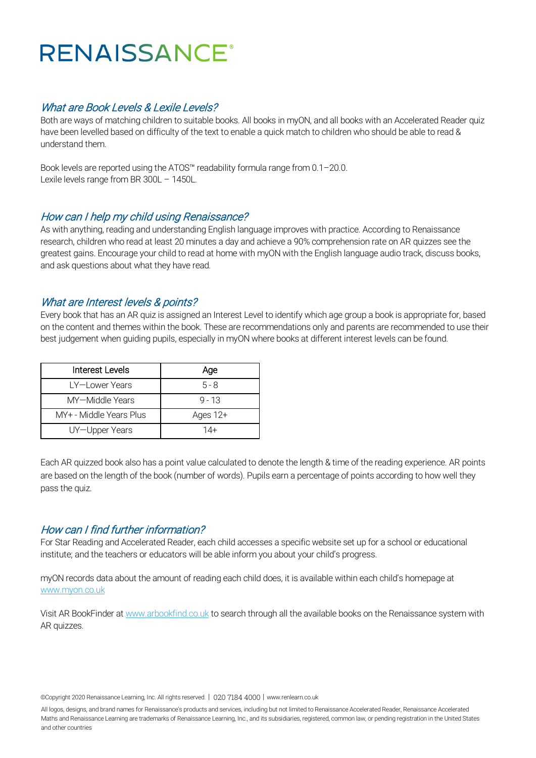# RENAISSANCE®

## *What are Book Levels & Lexile Levels?*

Both are ways of matching children to suitable books. All books in myON, and all books with an Accelerated Reader quiz have been levelled based on difficulty of the text to enable a quick match to children who should be able to read & understand them.

Book levels are reported using the ATOS™ readability formula range from 0.1–20.0.
Lexile levels range from BR 300L – 1450L.

## *How can I help my child using Renaissance?*

As with anything, reading and understanding English language improves with practice. According to Renaissance research, children who read at least 20 minutes a day and achieve a 90% comprehension rate on AR quizzes see the greatest gains. Encourage your child to read at home with myON with the English language audio track, discuss books, and ask questions about what they have read.

## *What are Interest levels & points?*

Every book that has an AR quiz is assigned an Interest Level to identify which age group a book is appropriate for, based on the content and themes within the book. These are recommendations only and parents are recommended to use their best judgement when guiding pupils, especially in myON where books at different interest levels can be found.

| Interest Levels | Age |
|---|---|
| LY—Lower Years | 5 - 8 |
| MY—Middle Years | 9 - 13 |
| MY+ - Middle Years Plus | Ages 12+ |
| UY—Upper Years | 14+ |

Each AR quizzed book also has a point value calculated to denote the length & time of the reading experience. AR points are based on the length of the book (number of words). Pupils earn a percentage of points according to how well they pass the quiz.

## *How can I find further information?*

For Star Reading and Accelerated Reader, each child accesses a specific website set up for a school or educational institute; and the teachers or educators will be able inform you about your child's progress.

myON records data about the amount of reading each child does, it is available within each child's homepage at www.myon.co.uk

Visit AR BookFinder at www.arbookfind.co.uk to search through all the available books on the Renaissance system with AR quizzes.

©Copyright 2020 Renaissance Learning, Inc. All rights reserved. | 020 7184 4000 | www.renlearn.co.uk

All logos, designs, and brand names for Renaissance's products and services, including but not limited to Renaissance Accelerated Reader, Renaissance Accelerated Maths and Renaissance Learning are trademarks of Renaissance Learning, Inc., and its subsidiaries, registered, common law, or pending registration in the United States and other countries